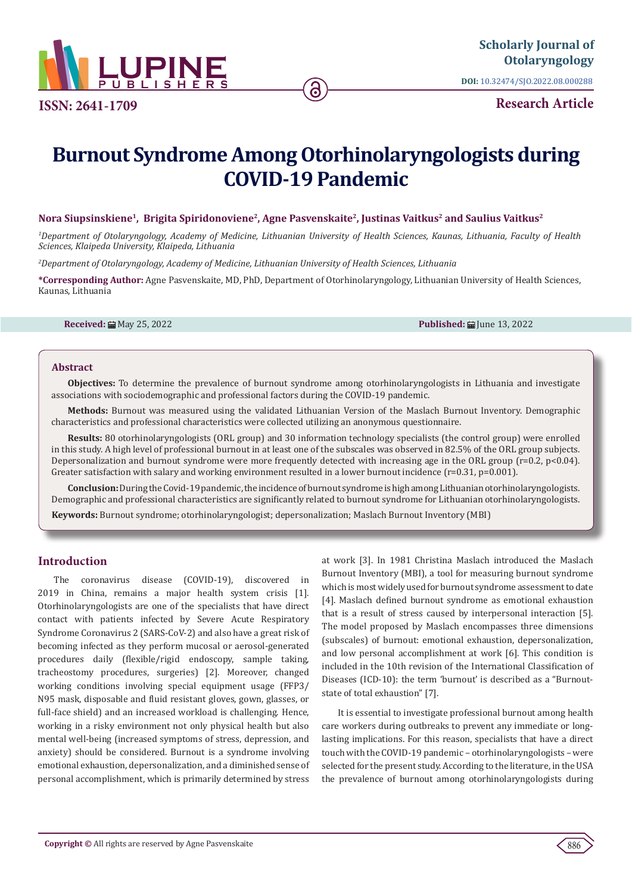# Burnout Syndrome Among Otorhinolaryngologists during COVID-19 Pandemic

**Nora Siupsinskiene[1], Brigita Spiridonoviene[2], Agne Pasvenskaite[2], Justinas Vaitkus[2] and Saulius Vaitkus[2]**

[1]*Department of Otolaryngology, Academy of Medicine, Lithuanian University of Health Sciences, Kaunas, Lithuania, Faculty of Health Sciences, Klaipeda University, Klaipeda, Lithuania*

[2]*Department of Otolaryngology, Academy of Medicine, Lithuanian University of Health Sciences, Lithuania*

**\*Corresponding Author:** Agne Pasvenskaite, MD, PhD, Department of Otorhinolaryngology, Lithuanian University of Health Sciences, Kaunas, Lithuania

**Received:** May 25, 2022 **Published:** June 13, 2022

## Abstract

**Objectives:** To determine the prevalence of burnout syndrome among otorhinolaryngologists in Lithuania and investigate associations with sociodemographic and professional factors during the COVID-19 pandemic.

**Methods:** Burnout was measured using the validated Lithuanian Version of the Maslach Burnout Inventory. Demographic characteristics and professional characteristics were collected utilizing an anonymous questionnaire.

**Results:** 80 otorhinolaryngologists (ORL group) and 30 information technology specialists (the control group) were enrolled in this study. A high level of professional burnout in at least one of the subscales was observed in 82.5% of the ORL group subjects. Depersonalization and burnout syndrome were more frequently detected with increasing age in the ORL group ($r=0.2$, $p<0.04$). Greater satisfaction with salary and working environment resulted in a lower burnout incidence ($r=0.31$, $p=0.001$).

**Conclusion:** During the Covid-19 pandemic, the incidence of burnout syndrome is high among Lithuanian otorhinolaryngologists. Demographic and professional characteristics are significantly related to burnout syndrome for Lithuanian otorhinolaryngologists.

**Keywords:** Burnout syndrome; otorhinolaryngologist; depersonalization; Maslach Burnout Inventory (MBI)

## Introduction

The coronavirus disease (COVID-19), discovered in 2019 in China, remains a major health system crisis [1]. Otorhinolaryngologists are one of the specialists that have direct contact with patients infected by Severe Acute Respiratory Syndrome Coronavirus 2 (SARS-CoV-2) and also have a great risk of becoming infected as they perform mucosal or aerosol-generated procedures daily (flexible/rigid endoscopy, sample taking, tracheostomy procedures, surgeries) [2]. Moreover, changed working conditions involving special equipment usage (FFP3/N95 mask, disposable and fluid resistant gloves, gown, glasses, or full-face shield) and an increased workload is challenging. Hence, working in a risky environment not only physical health but also mental well-being (increased symptoms of stress, depression, and anxiety) should be considered. Burnout is a syndrome involving emotional exhaustion, depersonalization, and a diminished sense of personal accomplishment, which is primarily determined by stress at work [3]. In 1981 Christina Maslach introduced the Maslach Burnout Inventory (MBI), a tool for measuring burnout syndrome which is most widely used for burnout syndrome assessment to date [4]. Maslach defined burnout syndrome as emotional exhaustion that is a result of stress caused by interpersonal interaction [5]. The model proposed by Maslach encompasses three dimensions (subscales) of burnout: emotional exhaustion, depersonalization, and low personal accomplishment at work [6]. This condition is included in the 10th revision of the International Classification of Diseases (ICD-10): the term 'burnout' is described as a "Burnout-state of total exhaustion" [7].

It is essential to investigate professional burnout among health care workers during outbreaks to prevent any immediate or long-lasting implications. For this reason, specialists that have a direct touch with the COVID-19 pandemic – otorhinolaryngologists – were selected for the present study. According to the literature, in the USA the prevalence of burnout among otorhinolaryngologists during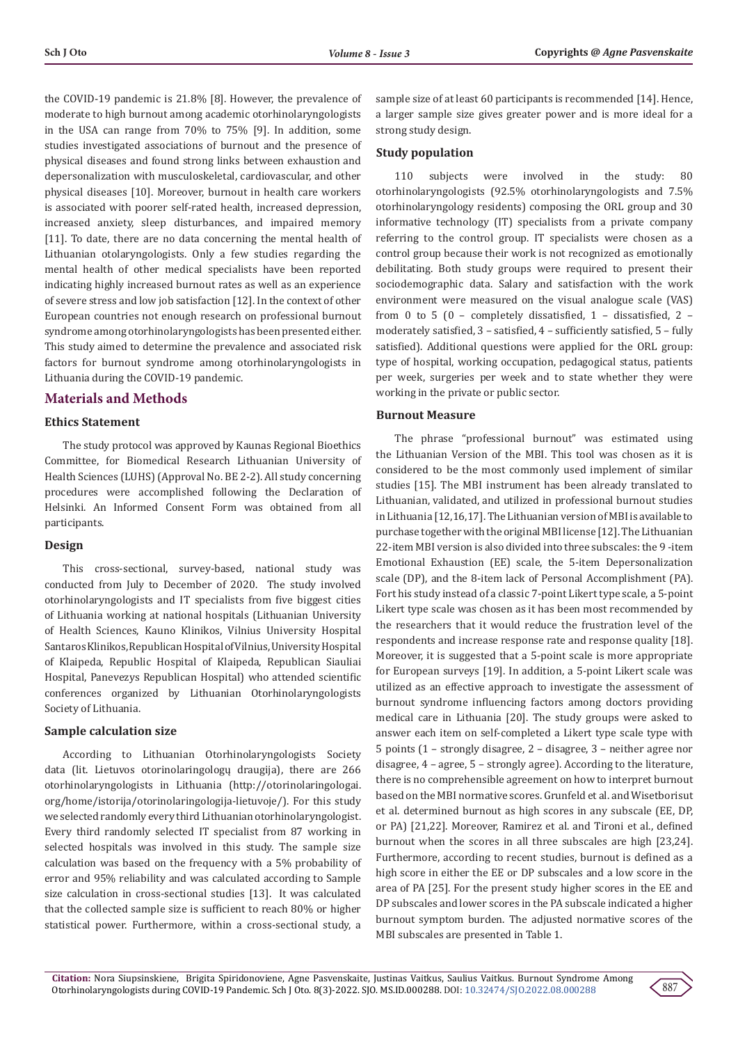the COVID-19 pandemic is 21.8% [8]. However, the prevalence of moderate to high burnout among academic otorhinolaryngologists in the USA can range from 70% to 75% [9]. In addition, some studies investigated associations of burnout and the presence of physical diseases and found strong links between exhaustion and depersonalization with musculoskeletal, cardiovascular, and other physical diseases [10]. Moreover, burnout in health care workers is associated with poorer self-rated health, increased depression, increased anxiety, sleep disturbances, and impaired memory [11]. To date, there are no data concerning the mental health of Lithuanian otolaryngologists. Only a few studies regarding the mental health of other medical specialists have been reported indicating highly increased burnout rates as well as an experience of severe stress and low job satisfaction [12]. In the context of other European countries not enough research on professional burnout syndrome among otorhinolaryngologists has been presented either. This study aimed to determine the prevalence and associated risk factors for burnout syndrome among otorhinolaryngologists in Lithuania during the COVID-19 pandemic.

## Materials and Methods

### Ethics Statement

The study protocol was approved by Kaunas Regional Bioethics Committee, for Biomedical Research Lithuanian University of Health Sciences (LUHS) (Approval No. BE 2-2). All study concerning procedures were accomplished following the Declaration of Helsinki. An Informed Consent Form was obtained from all participants.

### Design

This cross-sectional, survey-based, national study was conducted from July to December of 2020. The study involved otorhinolaryngologists and IT specialists from five biggest cities of Lithuania working at national hospitals (Lithuanian University of Health Sciences, Kauno Klinikos, Vilnius University Hospital Santaros Klinikos, Republican Hospital of Vilnius, University Hospital of Klaipeda, Republic Hospital of Klaipeda, Republican Siauliai Hospital, Panevezys Republican Hospital) who attended scientific conferences organized by Lithuanian Otorhinolaryngologists Society of Lithuania.

### Sample calculation size

According to Lithuanian Otorhinolaryngologists Society data (lit. Lietuvos otorinolaringologų draugija), there are 266 otorhinolaryngologists in Lithuania (http://otorinolaringologai.org/home/istorija/otorinolaringologija-lietuvoje/). For this study we selected randomly every third Lithuanian otorhinolaryngologist. Every third randomly selected IT specialist from 87 working in selected hospitals was involved in this study. The sample size calculation was based on the frequency with a 5% probability of error and 95% reliability and was calculated according to Sample size calculation in cross-sectional studies [13]. It was calculated that the collected sample size is sufficient to reach 80% or higher statistical power. Furthermore, within a cross-sectional study, a sample size of at least 60 participants is recommended [14]. Hence, a larger sample size gives greater power and is more ideal for a strong study design.

### Study population

110 subjects were involved in the study: 80 otorhinolaryngologists (92.5% otorhinolaryngologists and 7.5% otorhinolaryngology residents) composing the ORL group and 30 informative technology (IT) specialists from a private company referring to the control group. IT specialists were chosen as a control group because their work is not recognized as emotionally debilitating. Both study groups were required to present their sociodemographic data. Salary and satisfaction with the work environment were measured on the visual analogue scale (VAS) from 0 to 5 (0 – completely dissatisfied, 1 – dissatisfied, 2 – moderately satisfied, 3 – satisfied, 4 – sufficiently satisfied, 5 – fully satisfied). Additional questions were applied for the ORL group: type of hospital, working occupation, pedagogical status, patients per week, surgeries per week and to state whether they were working in the private or public sector.

### Burnout Measure

The phrase "professional burnout" was estimated using the Lithuanian Version of the MBI. This tool was chosen as it is considered to be the most commonly used implement of similar studies [15]. The MBI instrument has been already translated to Lithuanian, validated, and utilized in professional burnout studies in Lithuania [12,16,17]. The Lithuanian version of MBI is available to purchase together with the original MBI license [12]. The Lithuanian 22-item MBI version is also divided into three subscales: the 9 -item Emotional Exhaustion (EE) scale, the 5-item Depersonalization scale (DP), and the 8-item lack of Personal Accomplishment (PA). Fort his study instead of a classic 7-point Likert type scale, a 5-point Likert type scale was chosen as it has been most recommended by the researchers that it would reduce the frustration level of the respondents and increase response rate and response quality [18]. Moreover, it is suggested that a 5-point scale is more appropriate for European surveys [19]. In addition, a 5-point Likert scale was utilized as an effective approach to investigate the assessment of burnout syndrome influencing factors among doctors providing medical care in Lithuania [20]. The study groups were asked to answer each item on self-completed a Likert type scale type with 5 points (1 – strongly disagree, 2 – disagree, 3 – neither agree nor disagree, 4 – agree, 5 – strongly agree). According to the literature, there is no comprehensible agreement on how to interpret burnout based on the MBI normative scores. Grunfeld et al. and Wisetborisut et al. determined burnout as high scores in any subscale (EE, DP, or PA) [21,22]. Moreover, Ramirez et al. and Tironi et al., defined burnout when the scores in all three subscales are high [23,24]. Furthermore, according to recent studies, burnout is defined as a high score in either the EE or DP subscales and a low score in the area of PA [25]. For the present study higher scores in the EE and DP subscales and lower scores in the PA subscale indicated a higher burnout symptom burden. The adjusted normative scores of the MBI subscales are presented in Table 1.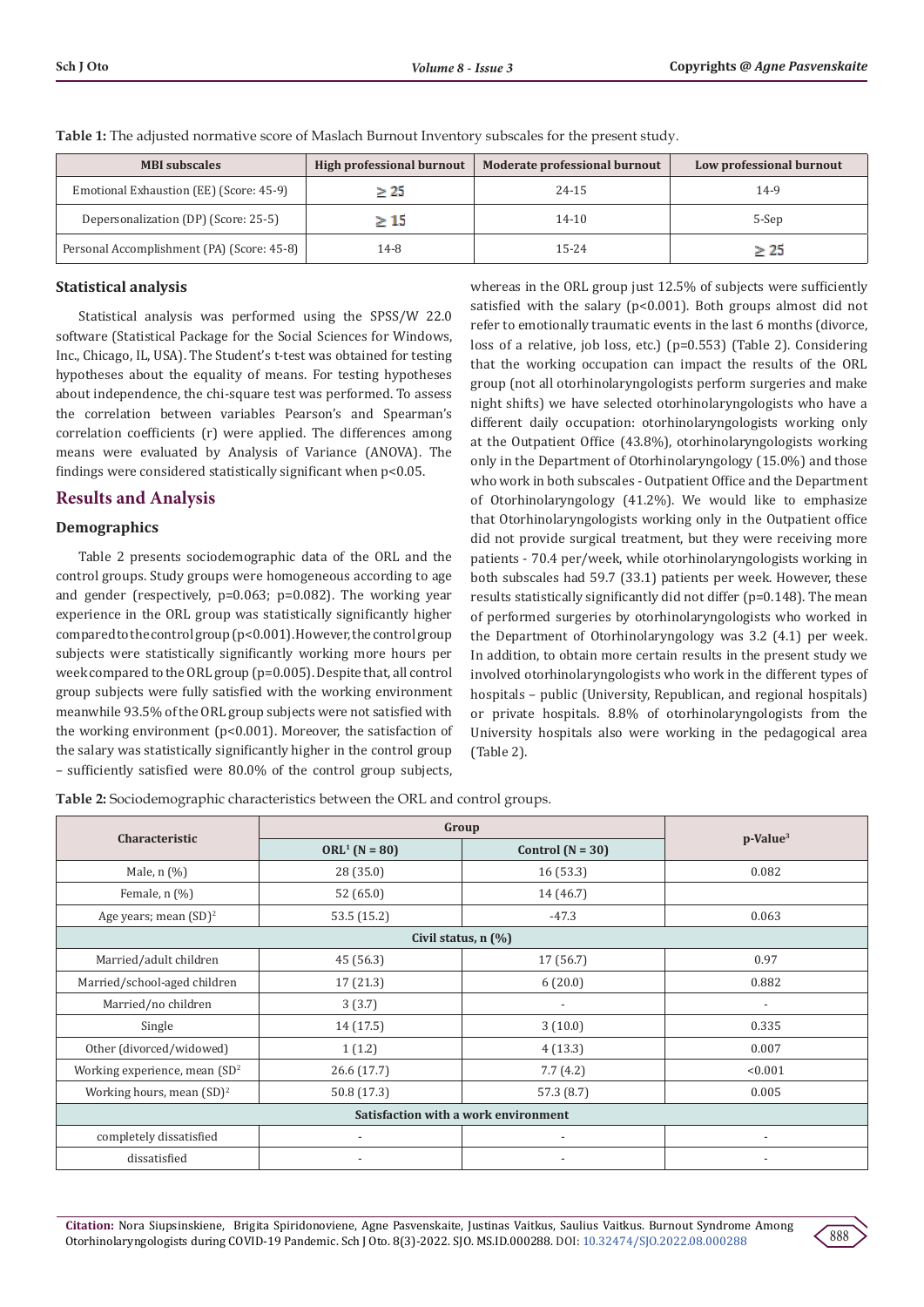**Table 1:** The adjusted normative score of Maslach Burnout Inventory subscales for the present study.

| MBI subscales | High professional burnout | Moderate professional burnout | Low professional burnout |
|---|---|---|---|
| Emotional Exhaustion (EE) (Score: 45-9) | ≥ 25 | 24-15 | 14-9 |
| Depersonalization (DP) (Score: 25-5) | ≥ 15 | 14-10 | 5-Sep |
| Personal Accomplishment (PA) (Score: 45-8) | 14-8 | 15-24 | ≥ 25 |

### Statistical analysis

Statistical analysis was performed using the SPSS/W 22.0 software (Statistical Package for the Social Sciences for Windows, Inc., Chicago, IL, USA). The Student's t-test was obtained for testing hypotheses about the equality of means. For testing hypotheses about independence, the chi-square test was performed. To assess the correlation between variables Pearson's and Spearman's correlation coefficients (r) were applied. The differences among means were evaluated by Analysis of Variance (ANOVA). The findings were considered statistically significant when $p<0.05$.

## Results and Analysis

### Demographics

Table 2 presents sociodemographic data of the ORL and the control groups. Study groups were homogeneous according to age and gender (respectively, $p=0.063$; $p=0.082$). The working year experience in the ORL group was statistically significantly higher compared to the control group ($p<0.001$). However, the control group subjects were statistically significantly working more hours per week compared to the ORL group ($p=0.005$). Despite that, all control group subjects were fully satisfied with the working environment meanwhile 93.5% of the ORL group subjects were not satisfied with the working environment ($p<0.001$). Moreover, the satisfaction of the salary was statistically significantly higher in the control group – sufficiently satisfied were 80.0% of the control group subjects, whereas in the ORL group just 12.5% of subjects were sufficiently satisfied with the salary ($p<0.001$). Both groups almost did not refer to emotionally traumatic events in the last 6 months (divorce, loss of a relative, job loss, etc.) ($p=0.553$) (Table 2). Considering that the working occupation can impact the results of the ORL group (not all otorhinolaryngologists perform surgeries and make night shifts) we have selected otorhinolaryngologists who have a different daily occupation: otorhinolaryngologists working only at the Outpatient Office (43.8%), otorhinolaryngologists working only in the Department of Otorhinolaryngology (15.0%) and those who work in both subscales - Outpatient Office and the Department of Otorhinolaryngology (41.2%). We would like to emphasize that Otorhinolaryngologists working only in the Outpatient office did not provide surgical treatment, but they were receiving more patients - 70.4 per/week, while otorhinolaryngologists working in both subscales had 59.7 (33.1) patients per week. However, these results statistically significantly did not differ ($p=0.148$). The mean of performed surgeries by otorhinolaryngologists who worked in the Department of Otorhinolaryngology was 3.2 (4.1) per week. In addition, to obtain more certain results in the present study we involved otorhinolaryngologists who work in the different types of hospitals – public (University, Republican, and regional hospitals) or private hospitals. 8.8% of otorhinolaryngologists from the University hospitals also were working in the pedagogical area (Table 2).

**Table 2:** Sociodemographic characteristics between the ORL and control groups.

| Characteristic | Group | | p-Value[3] |
|---|---|---|---|
| | ORL[1] (N = 80) | Control (N = 30) | |
| Male, n (%) | 28 (35.0) | 16 (53.3) | 0.082 |
| Female, n (%) | 52 (65.0) | 14 (46.7) | |
| Age years; mean (SD)[2] | 53.5 (15.2) | -47.3 | 0.063 |
| Civil status, n (%) | | | |
| Married/adult children | 45 (56.3) | 17 (56.7) | 0.97 |
| Married/school-aged children | 17 (21.3) | 6 (20.0) | 0.882 |
| Married/no children | 3 (3.7) | - | - |
| Single | 14 (17.5) | 3 (10.0) | 0.335 |
| Other (divorced/widowed) | 1 (1.2) | 4 (13.3) | 0.007 |
| Working experience, mean (SD[2] | 26.6 (17.7) | 7.7 (4.2) | <0.001 |
| Working hours, mean (SD)[2] | 50.8 (17.3) | 57.3 (8.7) | 0.005 |
| Satisfaction with a work environment | | | |
| completely dissatisfied | - | - | - |
| dissatisfied | - | - | - |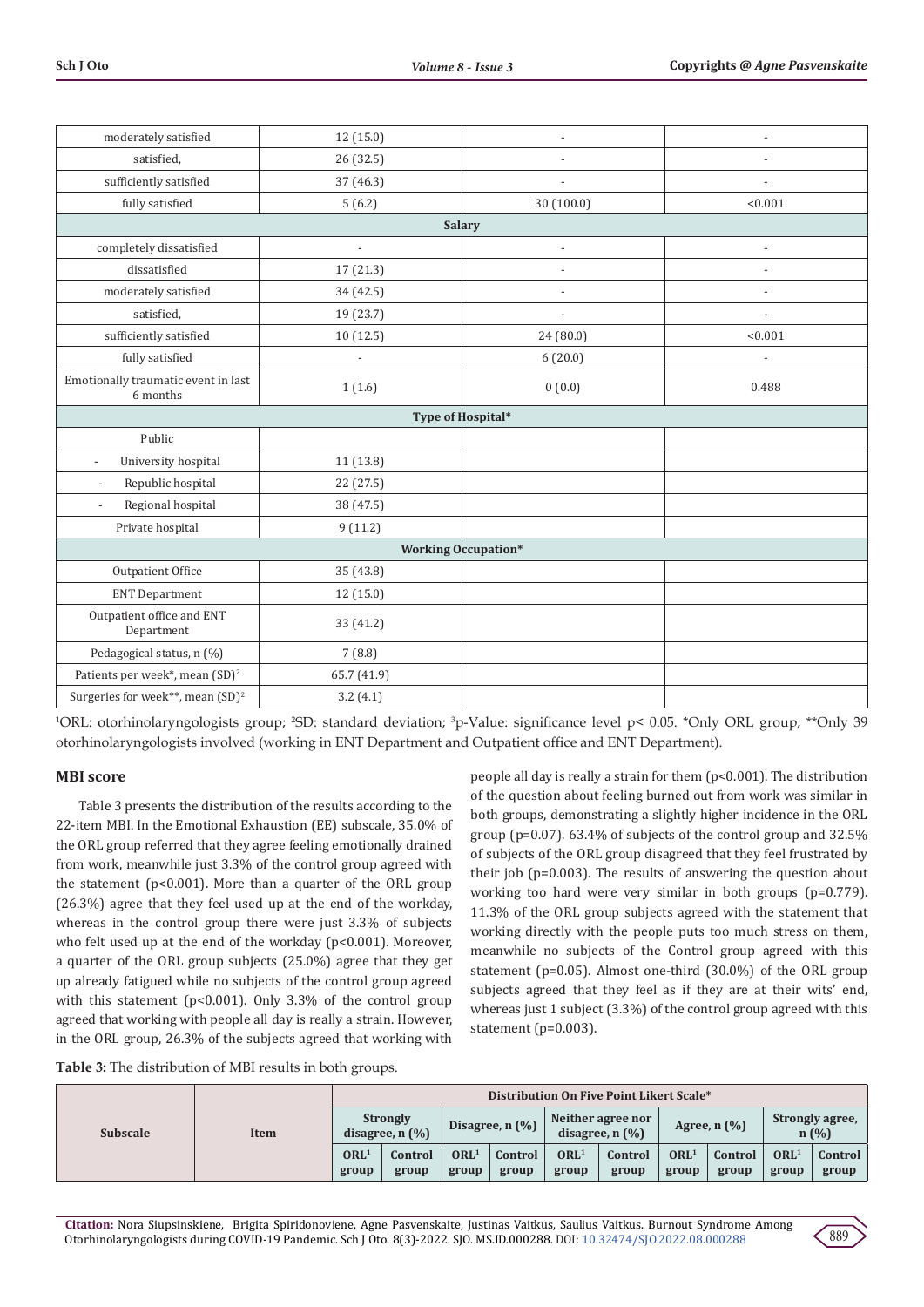| | | | |
|---|---|---|---|
| moderately satisfied | 12 (15.0) | - | - |
| satisfied, | 26 (32.5) | - | - |
| sufficiently satisfied | 37 (46.3) | - | - |
| fully satisfied | 5 (6.2) | 30 (100.0) | <0.001 |
| **Salary** | | | |
| completely dissatisfied | - | - | - |
| dissatisfied | 17 (21.3) | - | - |
| moderately satisfied | 34 (42.5) | - | - |
| satisfied, | 19 (23.7) | - | - |
| sufficiently satisfied | 10 (12.5) | 24 (80.0) | <0.001 |
| fully satisfied | - | 6 (20.0) | - |
| Emotionally traumatic event in last 6 months | 1 (1.6) | 0 (0.0) | 0.488 |
| **Type of Hospital*** | | | |
| Public | | | |
| - University hospital | 11 (13.8) | | |
| - Republic hospital | 22 (27.5) | | |
| - Regional hospital | 38 (47.5) | | |
| Private hospital | 9 (11.2) | | |
| **Working Occupation*** | | | |
| Outpatient Office | 35 (43.8) | | |
| ENT Department | 12 (15.0) | | |
| Outpatient office and ENT Department | 33 (41.2) | | |
| Pedagogical status, n (%) | 7 (8.8) | | |
| Patients per week*, mean (SD)[2] | 65.7 (41.9) | | |
| Surgeries for week**, mean (SD)[2] | 3.2 (4.1) | | |

[1]ORL: otorhinolaryngologists group; [2]SD: standard deviation; [3]p-Value: significance level p< 0.05. *Only ORL group; **Only 39 otorhinolaryngologists involved (working in ENT Department and Outpatient office and ENT Department).

## MBI score

Table 3 presents the distribution of the results according to the 22-item MBI. In the Emotional Exhaustion (EE) subscale, 35.0% of the ORL group referred that they agree feeling emotionally drained from work, meanwhile just 3.3% of the control group agreed with the statement (p<0.001). More than a quarter of the ORL group (26.3%) agree that they feel used up at the end of the workday, whereas in the control group there were just 3.3% of subjects who felt used up at the end of the workday (p<0.001). Moreover, a quarter of the ORL group subjects (25.0%) agree that they get up already fatigued while no subjects of the control group agreed with this statement (p<0.001). Only 3.3% of the control group agreed that working with people all day is really a strain. However, in the ORL group, 26.3% of the subjects agreed that working with people all day is really a strain for them (p<0.001). The distribution of the question about feeling burned out from work was similar in both groups, demonstrating a slightly higher incidence in the ORL group (p=0.07). 63.4% of subjects of the control group and 32.5% of subjects of the ORL group disagreed that they feel frustrated by their job (p=0.003). The results of answering the question about working too hard were very similar in both groups (p=0.779). 11.3% of the ORL group subjects agreed with the statement that working directly with the people puts too much stress on them, meanwhile no subjects of the Control group agreed with this statement (p=0.05). Almost one-third (30.0%) of the ORL group subjects agreed that they feel as if they are at their wits' end, whereas just 1 subject (3.3%) of the control group agreed with this statement (p=0.003).

**Table 3:** The distribution of MBI results in both groups.

| Subscale | Item | Distribution On Five Point Likert Scale* | | | | | | | | | |
|---|---|---|---|---|---|---|---|---|---|---|---|
| | | Strongly disagree, n (%) | | Disagree, n (%) | | Neither agree nor disagree, n (%) | | Agree, n (%) | | Strongly agree, n (%) | |
| | | ORL[1] group | Control group | ORL[1] group | Control group | ORL[1] group | Control group | ORL[1] group | Control group | ORL[1] group | Control group |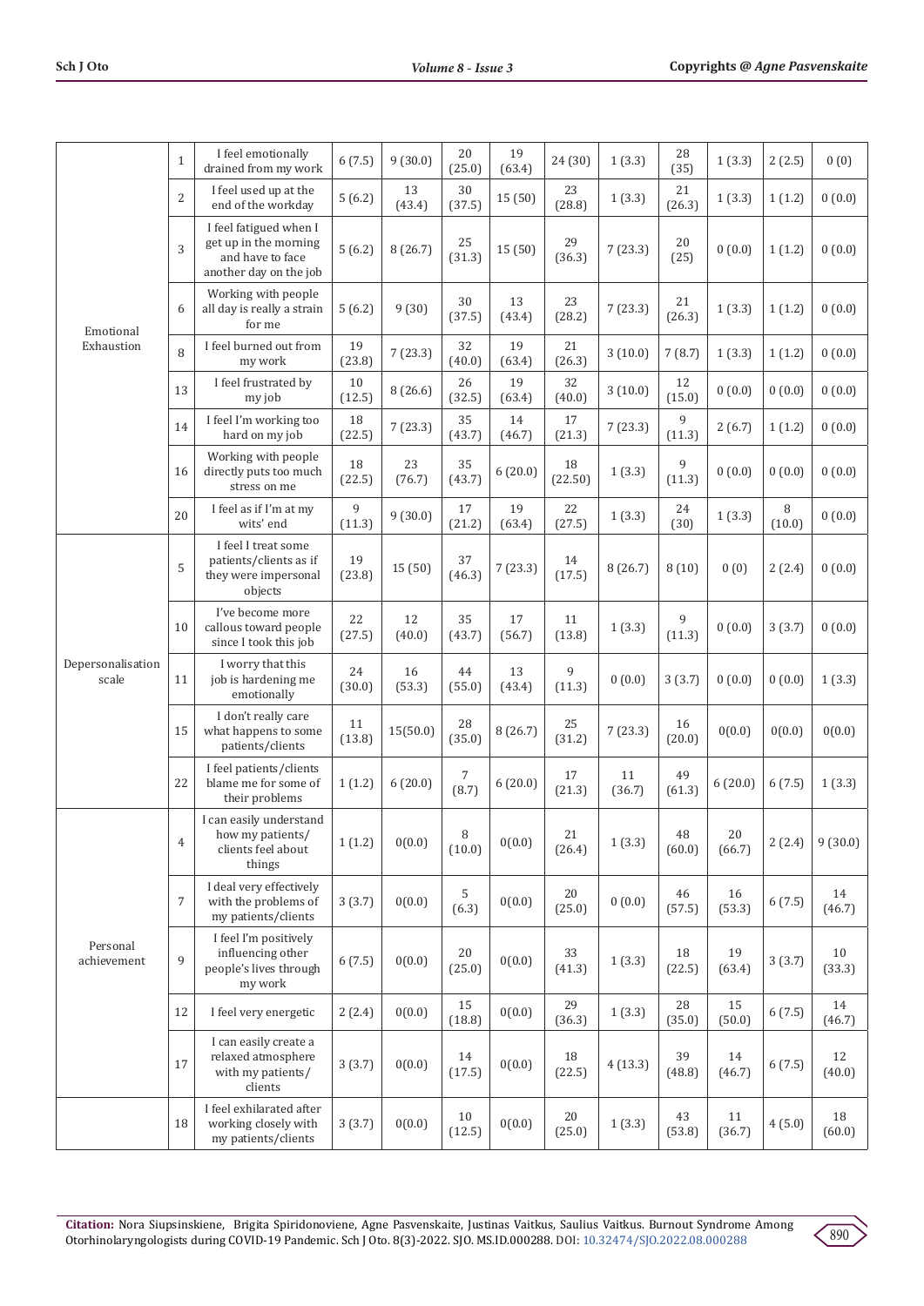| | | | | | | | | | | | | |
|---|---|---|---|---|---|---|---|---|---|---|---|---|
| Emotional Exhaustion | 1 | I feel emotionally drained from my work | 6 (7.5) | 9 (30.0) | 20 (25.0) | 19 (63.4) | 24 (30) | 1 (3.3) | 28 (35) | 1 (3.3) | 2 (2.5) | 0 (0) |
| | 2 | I feel used up at the end of the workday | 5 (6.2) | 13 (43.4) | 30 (37.5) | 15 (50) | 23 (28.8) | 1 (3.3) | 21 (26.3) | 1 (3.3) | 1 (1.2) | 0 (0.0) |
| | 3 | I feel fatigued when I get up in the morning and have to face another day on the job | 5 (6.2) | 8 (26.7) | 25 (31.3) | 15 (50) | 29 (36.3) | 7 (23.3) | 20 (25) | 0 (0.0) | 1 (1.2) | 0 (0.0) |
| | 6 | Working with people all day is really a strain for me | 5 (6.2) | 9 (30) | 30 (37.5) | 13 (43.4) | 23 (28.2) | 7 (23.3) | 21 (26.3) | 1 (3.3) | 1 (1.2) | 0 (0.0) |
| | 8 | I feel burned out from my work | 19 (23.8) | 7 (23.3) | 32 (40.0) | 19 (63.4) | 21 (26.3) | 3 (10.0) | 7 (8.7) | 1 (3.3) | 1 (1.2) | 0 (0.0) |
| | 13 | I feel frustrated by my job | 10 (12.5) | 8 (26.6) | 26 (32.5) | 19 (63.4) | 32 (40.0) | 3 (10.0) | 12 (15.0) | 0 (0.0) | 0 (0.0) | 0 (0.0) |
| | 14 | I feel I'm working too hard on my job | 18 (22.5) | 7 (23.3) | 35 (43.7) | 14 (46.7) | 17 (21.3) | 7 (23.3) | 9 (11.3) | 2 (6.7) | 1 (1.2) | 0 (0.0) |
| | 16 | Working with people directly puts too much stress on me | 18 (22.5) | 23 (76.7) | 35 (43.7) | 6 (20.0) | 18 (22.50) | 1 (3.3) | 9 (11.3) | 0 (0.0) | 0 (0.0) | 0 (0.0) |
| | 20 | I feel as if I'm at my wits' end | 9 (11.3) | 9 (30.0) | 17 (21.2) | 19 (63.4) | 22 (27.5) | 1 (3.3) | 24 (30) | 1 (3.3) | 8 (10.0) | 0 (0.0) |
| Depersonalisation scale | 5 | I feel I treat some patients/clients as if they were impersonal objects | 19 (23.8) | 15 (50) | 37 (46.3) | 7 (23.3) | 14 (17.5) | 8 (26.7) | 8 (10) | 0 (0) | 2 (2.4) | 0 (0.0) |
| | 10 | I've become more callous toward people since I took this job | 22 (27.5) | 12 (40.0) | 35 (43.7) | 17 (56.7) | 11 (13.8) | 1 (3.3) | 9 (11.3) | 0 (0.0) | 3 (3.7) | 0 (0.0) |
| | 11 | I worry that this job is hardening me emotionally | 24 (30.0) | 16 (53.3) | 44 (55.0) | 13 (43.4) | 9 (11.3) | 0 (0.0) | 3 (3.7) | 0 (0.0) | 0 (0.0) | 1 (3.3) |
| | 15 | I don't really care what happens to some patients/clients | 11 (13.8) | 15(50.0) | 28 (35.0) | 8 (26.7) | 25 (31.2) | 7 (23.3) | 16 (20.0) | 0(0.0) | 0(0.0) | 0(0.0) |
| | 22 | I feel patients/clients blame me for some of their problems | 1 (1.2) | 6 (20.0) | 7 (8.7) | 6 (20.0) | 17 (21.3) | 11 (36.7) | 49 (61.3) | 6 (20.0) | 6 (7.5) | 1 (3.3) |
| Personal achievement | 4 | I can easily understand how my patients/ clients feel about things | 1 (1.2) | 0(0.0) | 8 (10.0) | 0(0.0) | 21 (26.4) | 1 (3.3) | 48 (60.0) | 20 (66.7) | 2 (2.4) | 9 (30.0) |
| | 7 | I deal very effectively with the problems of my patients/clients | 3 (3.7) | 0(0.0) | 5 (6.3) | 0(0.0) | 20 (25.0) | 0 (0.0) | 46 (57.5) | 16 (53.3) | 6 (7.5) | 14 (46.7) |
| | 9 | I feel I'm positively influencing other people's lives through my work | 6 (7.5) | 0(0.0) | 20 (25.0) | 0(0.0) | 33 (41.3) | 1 (3.3) | 18 (22.5) | 19 (63.4) | 3 (3.7) | 10 (33.3) |
| | 12 | I feel very energetic | 2 (2.4) | 0(0.0) | 15 (18.8) | 0(0.0) | 29 (36.3) | 1 (3.3) | 28 (35.0) | 15 (50.0) | 6 (7.5) | 14 (46.7) |
| | 17 | I can easily create a relaxed atmosphere with my patients/ clients | 3 (3.7) | 0(0.0) | 14 (17.5) | 0(0.0) | 18 (22.5) | 4 (13.3) | 39 (48.8) | 14 (46.7) | 6 (7.5) | 12 (40.0) |
| | 18 | I feel exhilarated after working closely with my patients/clients | 3 (3.7) | 0(0.0) | 10 (12.5) | 0(0.0) | 20 (25.0) | 1 (3.3) | 43 (53.8) | 11 (36.7) | 4 (5.0) | 18 (60.0) |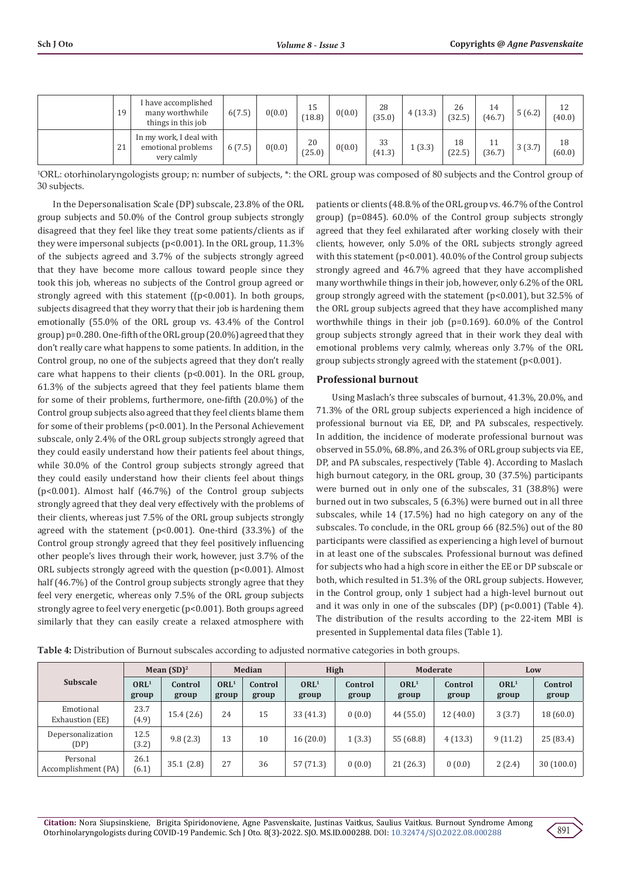|  | 19 | I have accomplished many worthwhile things in this job | 6(7.5) | 0(0.0) | 15 (18.8) | 0(0.0) | 28 (35.0) | 4 (13.3) | 26 (32.5) | 14 (46.7) | 5 (6.2) | 12 (40.0) |
|---|---|---|---|---|---|---|---|---|---|---|---|---|
|  | 21 | In my work, I deal with emotional problems very calmly | 6 (7.5) | 0(0.0) | 20 (25.0) | 0(0.0) | 33 (41.3) | 1 (3.3) | 18 (22.5) | 11 (36.7) | 3 (3.7) | 18 (60.0) |

[1]ORL: otorhinolaryngologists group; n: number of subjects, *: the ORL group was composed of 80 subjects and the Control group of 30 subjects.

In the Depersonalisation Scale (DP) subscale, 23.8% of the ORL group subjects and 50.0% of the Control group subjects strongly disagreed that they feel like they treat some patients/clients as if they were impersonal subjects ($p<0.001$). In the ORL group, 11.3% of the subjects agreed and 3.7% of the subjects strongly agreed that they have become more callous toward people since they took this job, whereas no subjects of the Control group agreed or strongly agreed with this statement (($p<0.001$). In both groups, subjects disagreed that they worry that their job is hardening them emotionally (55.0% of the ORL group vs. 43.4% of the Control group) p=0.280. One-fifth of the ORL group (20.0%) agreed that they don't really care what happens to some patients. In addition, in the Control group, no one of the subjects agreed that they don't really care what happens to their clients ($p<0.001$). In the ORL group, 61.3% of the subjects agreed that they feel patients blame them for some of their problems, furthermore, one-fifth (20.0%) of the Control group subjects also agreed that they feel clients blame them for some of their problems ($p<0.001$). In the Personal Achievement subscale, only 2.4% of the ORL group subjects strongly agreed that they could easily understand how their patients feel about things, while 30.0% of the Control group subjects strongly agreed that they could easily understand how their clients feel about things ($p<0.001$). Almost half (46.7%) of the Control group subjects strongly agreed that they deal very effectively with the problems of their clients, whereas just 7.5% of the ORL group subjects strongly agreed with the statement ($p<0.001$). One-third (33.3%) of the Control group strongly agreed that they feel positively influencing other people's lives through their work, however, just 3.7% of the ORL subjects strongly agreed with the question ($p<0.001$). Almost half (46.7%) of the Control group subjects strongly agree that they feel very energetic, whereas only 7.5% of the ORL group subjects strongly agree to feel very energetic ($p<0.001$). Both groups agreed similarly that they can easily create a relaxed atmosphere with patients or clients (48.8% of the ORL group vs. 46.7% of the Control group) (p=0845). 60.0% of the Control group subjects strongly agreed that they feel exhilarated after working closely with their clients, however, only 5.0% of the ORL subjects strongly agreed with this statement ($p<0.001$). 40.0% of the Control group subjects strongly agreed and 46.7% agreed that they have accomplished many worthwhile things in their job, however, only 6.2% of the ORL group strongly agreed with the statement ($p<0.001$), but 32.5% of the ORL group subjects agreed that they have accomplished many worthwhile things in their job (p=0.169). 60.0% of the Control group subjects strongly agreed that in their work they deal with emotional problems very calmly, whereas only 3.7% of the ORL group subjects strongly agreed with the statement ($p<0.001$).

## Professional burnout

Using Maslach's three subscales of burnout, 41.3%, 20.0%, and 71.3% of the ORL group subjects experienced a high incidence of professional burnout via EE, DP, and PA subscales, respectively. In addition, the incidence of moderate professional burnout was observed in 55.0%, 68.8%, and 26.3% of ORL group subjects via EE, DP, and PA subscales, respectively (Table 4). According to Maslach high burnout category, in the ORL group, 30 (37.5%) participants were burned out in only one of the subscales, 31 (38.8%) were burned out in two subscales, 5 (6.3%) were burned out in all three subscales, while 14 (17.5%) had no high category on any of the subscales. To conclude, in the ORL group 66 (82.5%) out of the 80 participants were classified as experiencing a high level of burnout in at least one of the subscales. Professional burnout was defined for subjects who had a high score in either the EE or DP subscale or both, which resulted in 51.3% of the ORL group subjects. However, in the Control group, only 1 subject had a high-level burnout out and it was only in one of the subscales (DP) ($p<0.001$) (Table 4). The distribution of the results according to the 22-item MBI is presented in Supplemental data files (Table 1).

**Table 4:** Distribution of Burnout subscales according to adjusted normative categories in both groups.

| Subscale | Mean (SD)[2] | | Median | | High | | Moderate | | Low | |
|---|---|---|---|---|---|---|---|---|---|---|
| | ORL[1] group | Control group | ORL[1] group | Control group | ORL[1] group | Control group | ORL[1] group | Control group | ORL[1] group | Control group |
| Emotional Exhaustion (EE) | 23.7 (4.9) | 15.4 (2.6) | 24 | 15 | 33 (41.3) | 0 (0.0) | 44 (55.0) | 12 (40.0) | 3 (3.7) | 18 (60.0) |
| Depersonalization (DP) | 12.5 (3.2) | 9.8 (2.3) | 13 | 10 | 16 (20.0) | 1 (3.3) | 55 (68.8) | 4 (13.3) | 9 (11.2) | 25 (83.4) |
| Personal Accomplishment (PA) | 26.1 (6.1) | 35.1 (2.8) | 27 | 36 | 57 (71.3) | 0 (0.0) | 21 (26.3) | 0 (0.0) | 2 (2.4) | 30 (100.0) |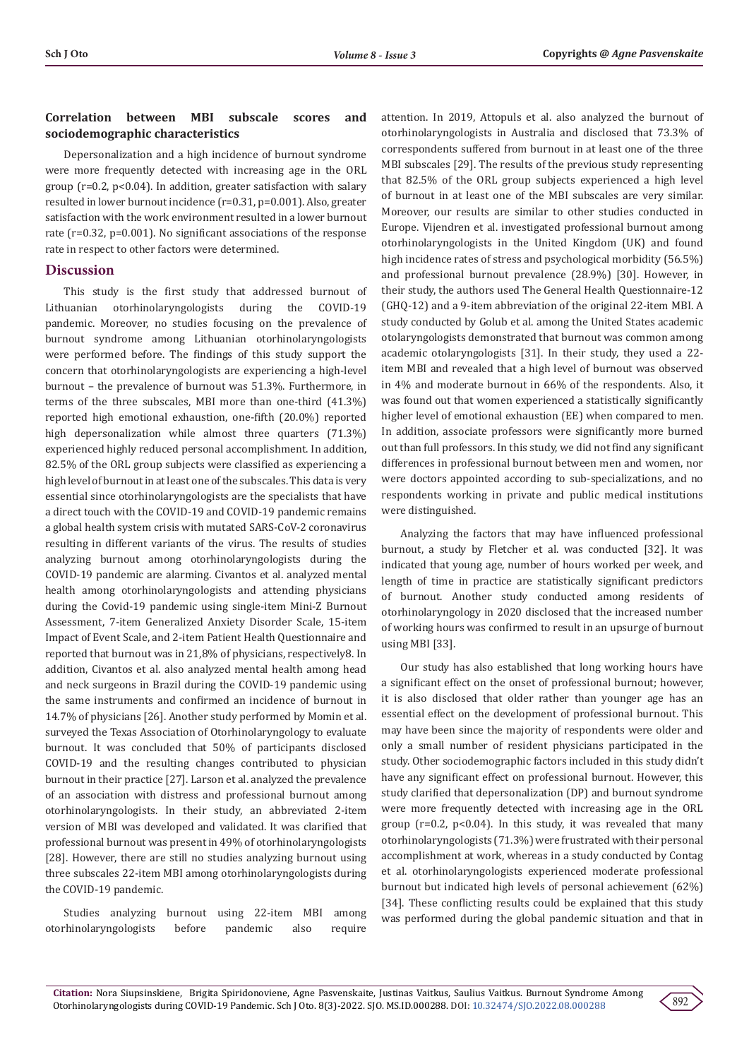### Correlation between MBI subscale scores and sociodemographic characteristics

Depersonalization and a high incidence of burnout syndrome were more frequently detected with increasing age in the ORL group ($r=0.2$, $p<0.04$). In addition, greater satisfaction with salary resulted in lower burnout incidence ($r=0.31$, $p=0.001$). Also, greater satisfaction with the work environment resulted in a lower burnout rate ($r=0.32$, $p=0.001$). No significant associations of the response rate in respect to other factors were determined.

## Discussion

This study is the first study that addressed burnout of Lithuanian otorhinolaryngologists during the COVID-19 pandemic. Moreover, no studies focusing on the prevalence of burnout syndrome among Lithuanian otorhinolaryngologists were performed before. The findings of this study support the concern that otorhinolaryngologists are experiencing a high-level burnout – the prevalence of burnout was 51.3%. Furthermore, in terms of the three subscales, MBI more than one-third (41.3%) reported high emotional exhaustion, one-fifth (20.0%) reported high depersonalization while almost three quarters (71.3%) experienced highly reduced personal accomplishment. In addition, 82.5% of the ORL group subjects were classified as experiencing a high level of burnout in at least one of the subscales. This data is very essential since otorhinolaryngologists are the specialists that have a direct touch with the COVID-19 and COVID-19 pandemic remains a global health system crisis with mutated SARS-CoV-2 coronavirus resulting in different variants of the virus. The results of studies analyzing burnout among otorhinolaryngologists during the COVID-19 pandemic are alarming. Civantos et al. analyzed mental health among otorhinolaryngologists and attending physicians during the Covid-19 pandemic using single-item Mini-Z Burnout Assessment, 7-item Generalized Anxiety Disorder Scale, 15-item Impact of Event Scale, and 2-item Patient Health Questionnaire and reported that burnout was in 21,8% of physicians, respectively8. In addition, Civantos et al. also analyzed mental health among head and neck surgeons in Brazil during the COVID-19 pandemic using the same instruments and confirmed an incidence of burnout in 14.7% of physicians [26]. Another study performed by Momin et al. surveyed the Texas Association of Otorhinolaryngology to evaluate burnout. It was concluded that 50% of participants disclosed COVID-19 and the resulting changes contributed to physician burnout in their practice [27]. Larson et al. analyzed the prevalence of an association with distress and professional burnout among otorhinolaryngologists. In their study, an abbreviated 2-item version of MBI was developed and validated. It was clarified that professional burnout was present in 49% of otorhinolaryngologists [28]. However, there are still no studies analyzing burnout using three subscales 22-item MBI among otorhinolaryngologists during the COVID-19 pandemic.

Studies analyzing burnout using 22-item MBI among otorhinolaryngologists before pandemic also require attention. In 2019, Attopuls et al. also analyzed the burnout of otorhinolaryngologists in Australia and disclosed that 73.3% of correspondents suffered from burnout in at least one of the three MBI subscales [29]. The results of the previous study representing that 82.5% of the ORL group subjects experienced a high level of burnout in at least one of the MBI subscales are very similar. Moreover, our results are similar to other studies conducted in Europe. Vijendren et al. investigated professional burnout among otorhinolaryngologists in the United Kingdom (UK) and found high incidence rates of stress and psychological morbidity (56.5%) and professional burnout prevalence (28.9%) [30]. However, in their study, the authors used The General Health Questionnaire-12 (GHQ-12) and a 9-item abbreviation of the original 22-item MBI. A study conducted by Golub et al. among the United States academic otolaryngologists demonstrated that burnout was common among academic otolaryngologists [31]. In their study, they used a 22-item MBI and revealed that a high level of burnout was observed in 4% and moderate burnout in 66% of the respondents. Also, it was found out that women experienced a statistically significantly higher level of emotional exhaustion (EE) when compared to men. In addition, associate professors were significantly more burned out than full professors. In this study, we did not find any significant differences in professional burnout between men and women, nor were doctors appointed according to sub-specializations, and no respondents working in private and public medical institutions were distinguished.

Analyzing the factors that may have influenced professional burnout, a study by Fletcher et al. was conducted [32]. It was indicated that young age, number of hours worked per week, and length of time in practice are statistically significant predictors of burnout. Another study conducted among residents of otorhinolaryngology in 2020 disclosed that the increased number of working hours was confirmed to result in an upsurge of burnout using MBI [33].

Our study has also established that long working hours have a significant effect on the onset of professional burnout; however, it is also disclosed that older rather than younger age has an essential effect on the development of professional burnout. This may have been since the majority of respondents were older and only a small number of resident physicians participated in the study. Other sociodemographic factors included in this study didn't have any significant effect on professional burnout. However, this study clarified that depersonalization (DP) and burnout syndrome were more frequently detected with increasing age in the ORL group ($r=0.2$, $p<0.04$). In this study, it was revealed that many otorhinolaryngologists (71.3%) were frustrated with their personal accomplishment at work, whereas in a study conducted by Contag et al. otorhinolaryngologists experienced moderate professional burnout but indicated high levels of personal achievement (62%) [34]. These conflicting results could be explained that this study was performed during the global pandemic situation and that in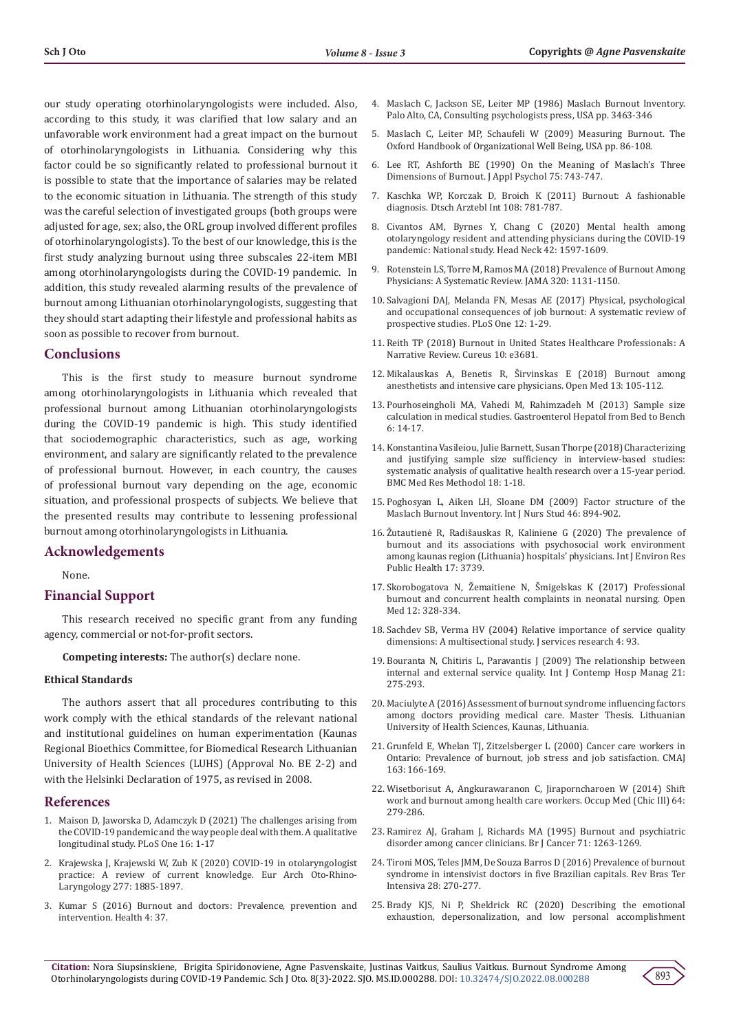our study operating otorhinolaryngologists were included. Also, according to this study, it was clarified that low salary and an unfavorable work environment had a great impact on the burnout of otorhinolaryngologists in Lithuania. Considering why this factor could be so significantly related to professional burnout it is possible to state that the importance of salaries may be related to the economic situation in Lithuania. The strength of this study was the careful selection of investigated groups (both groups were adjusted for age, sex; also, the ORL group involved different profiles of otorhinolaryngologists). To the best of our knowledge, this is the first study analyzing burnout using three subscales 22-item MBI among otorhinolaryngologists during the COVID-19 pandemic. In addition, this study revealed alarming results of the prevalence of burnout among Lithuanian otorhinolaryngologists, suggesting that they should start adapting their lifestyle and professional habits as soon as possible to recover from burnout.

## Conclusions

This is the first study to measure burnout syndrome among otorhinolaryngologists in Lithuania which revealed that professional burnout among Lithuanian otorhinolaryngologists during the COVID-19 pandemic is high. This study identified that sociodemographic characteristics, such as age, working environment, and salary are significantly related to the prevalence of professional burnout. However, in each country, the causes of professional burnout vary depending on the age, economic situation, and professional prospects of subjects. We believe that the presented results may contribute to lessening professional burnout among otorhinolaryngologists in Lithuania.

## Acknowledgements

None.

## Financial Support

This research received no specific grant from any funding agency, commercial or not-for-profit sectors.

**Competing interests:** The author(s) declare none.

### Ethical Standards

The authors assert that all procedures contributing to this work comply with the ethical standards of the relevant national and institutional guidelines on human experimentation (Kaunas Regional Bioethics Committee, for Biomedical Research Lithuanian University of Health Sciences (LUHS) (Approval No. BE 2-2) and with the Helsinki Declaration of 1975, as revised in 2008.

## References

1. Maison D, Jaworska D, Adamczyk D (2021) The challenges arising from the COVID-19 pandemic and the way people deal with them. A qualitative longitudinal study. PLoS One 16: 1-17
2. Krajewska J, Krajewski W, Zub K (2020) COVID-19 in otolaryngologist practice: A review of current knowledge. Eur Arch Oto-Rhino-Laryngology 277: 1885-1897.
3. Kumar S (2016) Burnout and doctors: Prevalence, prevention and intervention. Health 4: 37.
4. Maslach C, Jackson SE, Leiter MP (1986) Maslach Burnout Inventory. Palo Alto, CA, Consulting psychologists press, USA pp. 3463-346
5. Maslach C, Leiter MP, Schaufeli W (2009) Measuring Burnout. The Oxford Handbook of Organizational Well Being, USA pp. 86-108.
6. Lee RT, Ashforth BE (1990) On the Meaning of Maslach's Three Dimensions of Burnout. J Appl Psychol 75: 743-747.
7. Kaschka WP, Korczak D, Broich K (2011) Burnout: A fashionable diagnosis. Dtsch Arztebl Int 108: 781-787.
8. Civantos AM, Byrnes Y, Chang C (2020) Mental health among otolaryngology resident and attending physicians during the COVID-19 pandemic: National study. Head Neck 42: 1597-1609.
9. Rotenstein LS, Torre M, Ramos MA (2018) Prevalence of Burnout Among Physicians: A Systematic Review. JAMA 320: 1131-1150.
10. Salvagioni DAJ, Melanda FN, Mesas AE (2017) Physical, psychological and occupational consequences of job burnout: A systematic review of prospective studies. PLoS One 12: 1-29.
11. Reith TP (2018) Burnout in United States Healthcare Professionals: A Narrative Review. Cureus 10: e3681.
12. Mikalauskas A, Benetis R, Širvinskas E (2018) Burnout among anesthetists and intensive care physicians. Open Med 13: 105-112.
13. Pourhoseingholi MA, Vahedi M, Rahimzadeh M (2013) Sample size calculation in medical studies. Gastroenterol Hepatol from Bed to Bench 6: 14-17.
14. Konstantina Vasileiou, Julie Barnett, Susan Thorpe (2018) Characterizing and justifying sample size sufficiency in interview-based studies: systematic analysis of qualitative health research over a 15-year period. BMC Med Res Methodol 18: 1-18.
15. Poghosyan L, Aiken LH, Sloane DM (2009) Factor structure of the Maslach Burnout Inventory. Int J Nurs Stud 46: 894-902.
16. Žutautienė R, Radišauskas R, Kaliniene G (2020) The prevalence of burnout and its associations with psychosocial work environment among kaunas region (Lithuania) hospitals' physicians. Int J Environ Res Public Health 17: 3739.
17. Skorobogatova N, Žemaitiene N, Šmigelskas K (2017) Professional burnout and concurrent health complaints in neonatal nursing. Open Med 12: 328-334.
18. Sachdev SB, Verma HV (2004) Relative importance of service quality dimensions: A multisectional study. J services research 4: 93.
19. Bouranta N, Chitiris L, Paravantis J (2009) The relationship between internal and external service quality. Int J Contemp Hosp Manag 21: 275-293.
20. Maciulyte A (2016) Assessment of burnout syndrome influencing factors among doctors providing medical care. Master Thesis. Lithuanian University of Health Sciences, Kaunas, Lithuania.
21. Grunfeld E, Whelan TJ, Zitzelsberger L (2000) Cancer care workers in Ontario: Prevalence of burnout, job stress and job satisfaction. CMAJ 163: 166-169.
22. Wisetborisut A, Angkurawaranon C, Jiraporncharoen W (2014) Shift work and burnout among health care workers. Occup Med (Chic Ill) 64: 279-286.
23. Ramirez AJ, Graham J, Richards MA (1995) Burnout and psychiatric disorder among cancer clinicians. Br J Cancer 71: 1263-1269.
24. Tironi MOS, Teles JMM, De Souza Barros D (2016) Prevalence of burnout syndrome in intensivist doctors in five Brazilian capitals. Rev Bras Ter Intensiva 28: 270-277.
25. Brady KJS, Ni P, Sheldrick RC (2020) Describing the emotional exhaustion, depersonalization, and low personal accomplishment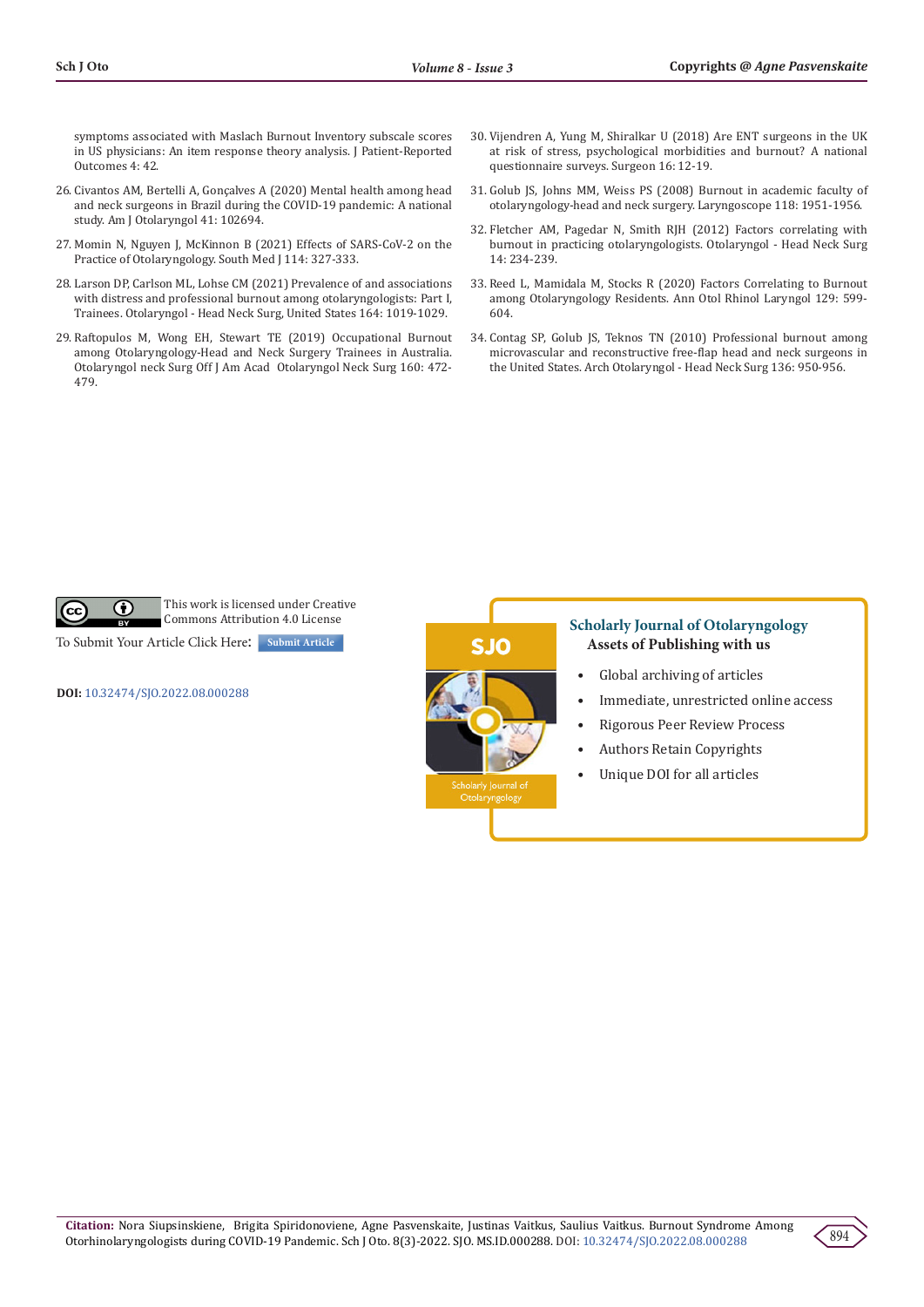symptoms associated with Maslach Burnout Inventory subscale scores in US physicians: An item response theory analysis. J Patient-Reported Outcomes 4: 42.

26. Civantos AM, Bertelli A, Gonçalves A (2020) Mental health among head and neck surgeons in Brazil during the COVID-19 pandemic: A national study. Am J Otolaryngol 41: 102694.

27. Momin N, Nguyen J, McKinnon B (2021) Effects of SARS-CoV-2 on the Practice of Otolaryngology. South Med J 114: 327-333.

28. Larson DP, Carlson ML, Lohse CM (2021) Prevalence of and associations with distress and professional burnout among otolaryngologists: Part I, Trainees. Otolaryngol - Head Neck Surg, United States 164: 1019-1029.

29. Raftopulos M, Wong EH, Stewart TE (2019) Occupational Burnout among Otolaryngology-Head and Neck Surgery Trainees in Australia. Otolaryngol neck Surg Off J Am Acad Otolaryngol Neck Surg 160: 472-479.

30. Vijendren A, Yung M, Shiralkar U (2018) Are ENT surgeons in the UK at risk of stress, psychological morbidities and burnout? A national questionnaire surveys. Surgeon 16: 12-19.

31. Golub JS, Johns MM, Weiss PS (2008) Burnout in academic faculty of otolaryngology-head and neck surgery. Laryngoscope 118: 1951-1956.

32. Fletcher AM, Pagedar N, Smith RJH (2012) Factors correlating with burnout in practicing otolaryngologists. Otolaryngol - Head Neck Surg 14: 234-239.

33. Reed L, Mamidala M, Stocks R (2020) Factors Correlating to Burnout among Otolaryngology Residents. Ann Otol Rhinol Laryngol 129: 599-604.

34. Contag SP, Golub JS, Teknos TN (2010) Professional burnout among microvascular and reconstructive free-flap head and neck surgeons in the United States. Arch Otolaryngol - Head Neck Surg 136: 950-956.

This work is licensed under Creative Commons Attribution 4.0 License

To Submit Your Article Click Here: Submit Article

**DOI:** 10.32474/SJO.2022.08.000288

**Scholarly Journal of Otolaryngology**

**Assets of Publishing with us**

- Global archiving of articles
- Immediate, unrestricted online access
- Rigorous Peer Review Process
- Authors Retain Copyrights
- Unique DOI for all articles

**Citation:** Nora Siupsinskiene, Brigita Spiridonoviene, Agne Pasvenskaite, Justinas Vaitkus, Saulius Vaitkus. Burnout Syndrome Among Otorhinolaryngologists during COVID-19 Pandemic. Sch J Oto. 8(3)-2022. SJO. MS.ID.000288. DOI: 10.32474/SJO.2022.08.000288